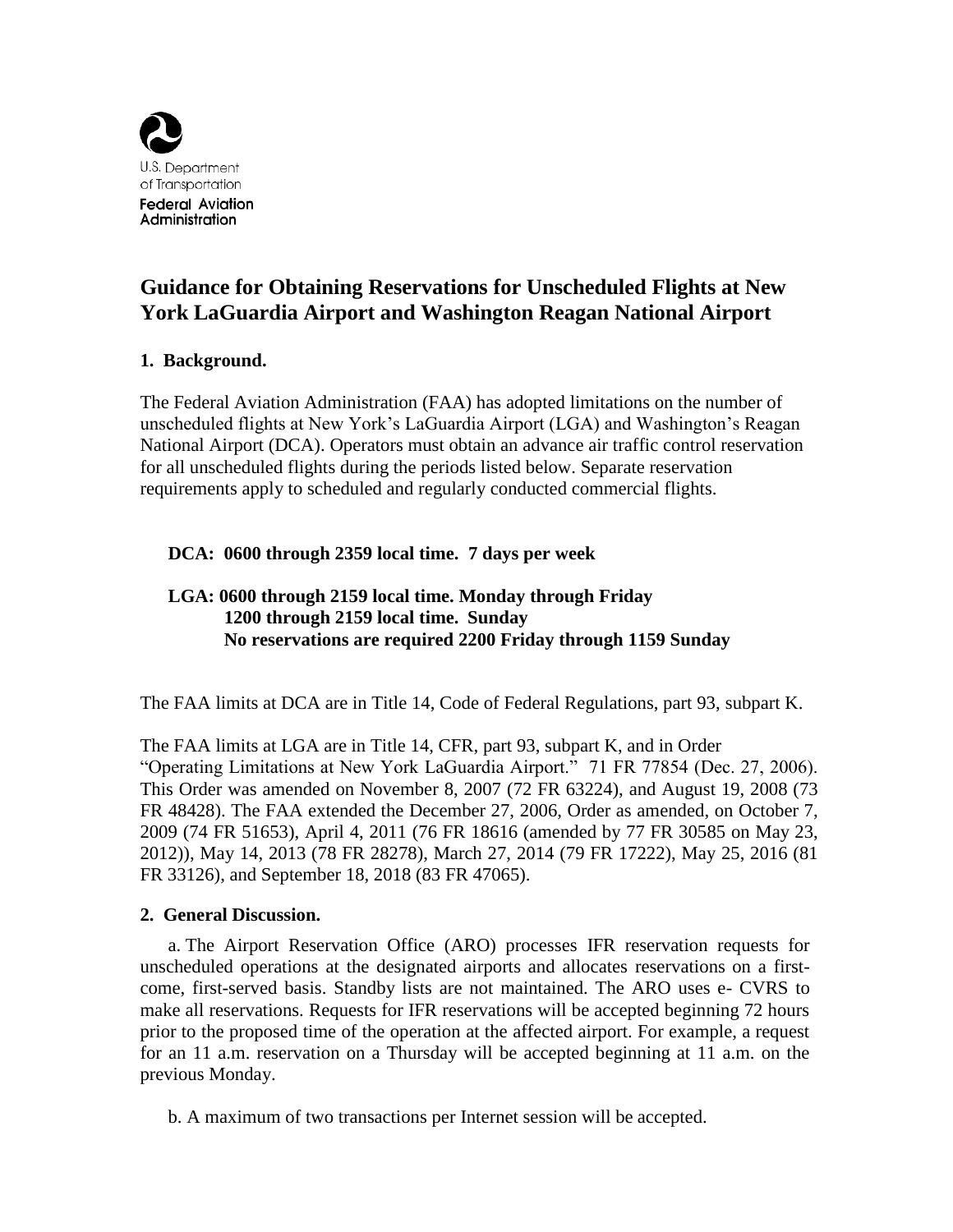U.S. Department of Transportation
**Federal Aviation Administration**

# Guidance for Obtaining Reservations for Unscheduled Flights at New York LaGuardia Airport and Washington Reagan National Airport

## 1. Background.

The Federal Aviation Administration (FAA) has adopted limitations on the number of unscheduled flights at New York's LaGuardia Airport (LGA) and Washington's Reagan National Airport (DCA). Operators must obtain an advance air traffic control reservation for all unscheduled flights during the periods listed below. Separate reservation requirements apply to scheduled and regularly conducted commercial flights.

**DCA: 0600 through 2359 local time. 7 days per week**

**LGA: 0600 through 2159 local time. Monday through Friday**
**1200 through 2159 local time. Sunday**
**No reservations are required 2200 Friday through 1159 Sunday**

The FAA limits at DCA are in Title 14, Code of Federal Regulations, part 93, subpart K.

The FAA limits at LGA are in Title 14, CFR, part 93, subpart K, and in Order "Operating Limitations at New York LaGuardia Airport." 71 FR 77854 (Dec. 27, 2006). This Order was amended on November 8, 2007 (72 FR 63224), and August 19, 2008 (73 FR 48428). The FAA extended the December 27, 2006, Order as amended, on October 7, 2009 (74 FR 51653), April 4, 2011 (76 FR 18616 (amended by 77 FR 30585 on May 23, 2012)), May 14, 2013 (78 FR 28278), March 27, 2014 (79 FR 17222), May 25, 2016 (81 FR 33126), and September 18, 2018 (83 FR 47065).

## 2. General Discussion.

a. The Airport Reservation Office (ARO) processes IFR reservation requests for unscheduled operations at the designated airports and allocates reservations on a first-come, first-served basis. Standby lists are not maintained. The ARO uses e- CVRS to make all reservations. Requests for IFR reservations will be accepted beginning 72 hours prior to the proposed time of the operation at the affected airport. For example, a request for an 11 a.m. reservation on a Thursday will be accepted beginning at 11 a.m. on the previous Monday.

b. A maximum of two transactions per Internet session will be accepted.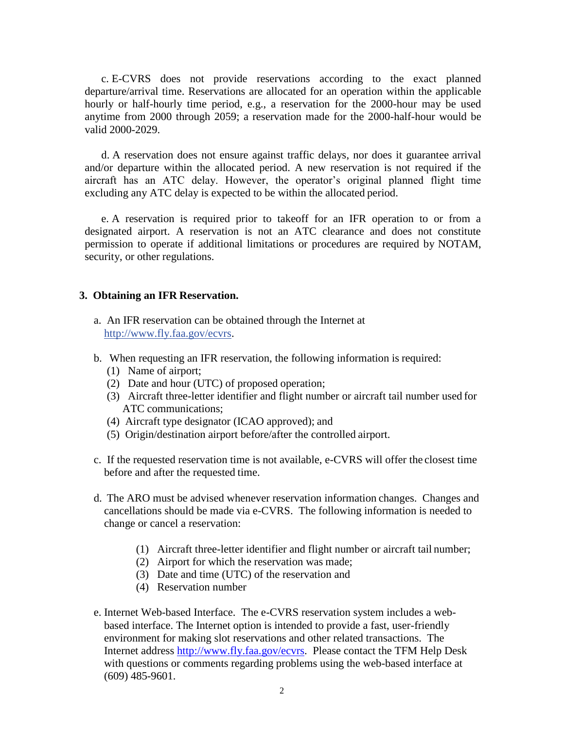c. E-CVRS does not provide reservations according to the exact planned departure/arrival time. Reservations are allocated for an operation within the applicable hourly or half-hourly time period, e.g., a reservation for the 2000-hour may be used anytime from 2000 through 2059; a reservation made for the 2000-half-hour would be valid 2000-2029.

d. A reservation does not ensure against traffic delays, nor does it guarantee arrival and/or departure within the allocated period. A new reservation is not required if the aircraft has an ATC delay. However, the operator's original planned flight time excluding any ATC delay is expected to be within the allocated period.

e. A reservation is required prior to takeoff for an IFR operation to or from a designated airport. A reservation is not an ATC clearance and does not constitute permission to operate if additional limitations or procedures are required by NOTAM, security, or other regulations.

**3. Obtaining an IFR Reservation.**

a. An IFR reservation can be obtained through the Internet at http://www.fly.faa.gov/ecvrs.

b. When requesting an IFR reservation, the following information is required:
   (1) Name of airport;
   (2) Date and hour (UTC) of proposed operation;
   (3) Aircraft three-letter identifier and flight number or aircraft tail number used for ATC communications;
   (4) Aircraft type designator (ICAO approved); and
   (5) Origin/destination airport before/after the controlled airport.

c. If the requested reservation time is not available, e-CVRS will offer the closest time before and after the requested time.

d. The ARO must be advised whenever reservation information changes. Changes and cancellations should be made via e-CVRS. The following information is needed to change or cancel a reservation:

   (1) Aircraft three-letter identifier and flight number or aircraft tail number;
   (2) Airport for which the reservation was made;
   (3) Date and time (UTC) of the reservation and
   (4) Reservation number

e. Internet Web-based Interface. The e-CVRS reservation system includes a web-based interface. The Internet option is intended to provide a fast, user-friendly environment for making slot reservations and other related transactions. The Internet address http://www.fly.faa.gov/ecvrs. Please contact the TFM Help Desk with questions or comments regarding problems using the web-based interface at (609) 485-9601.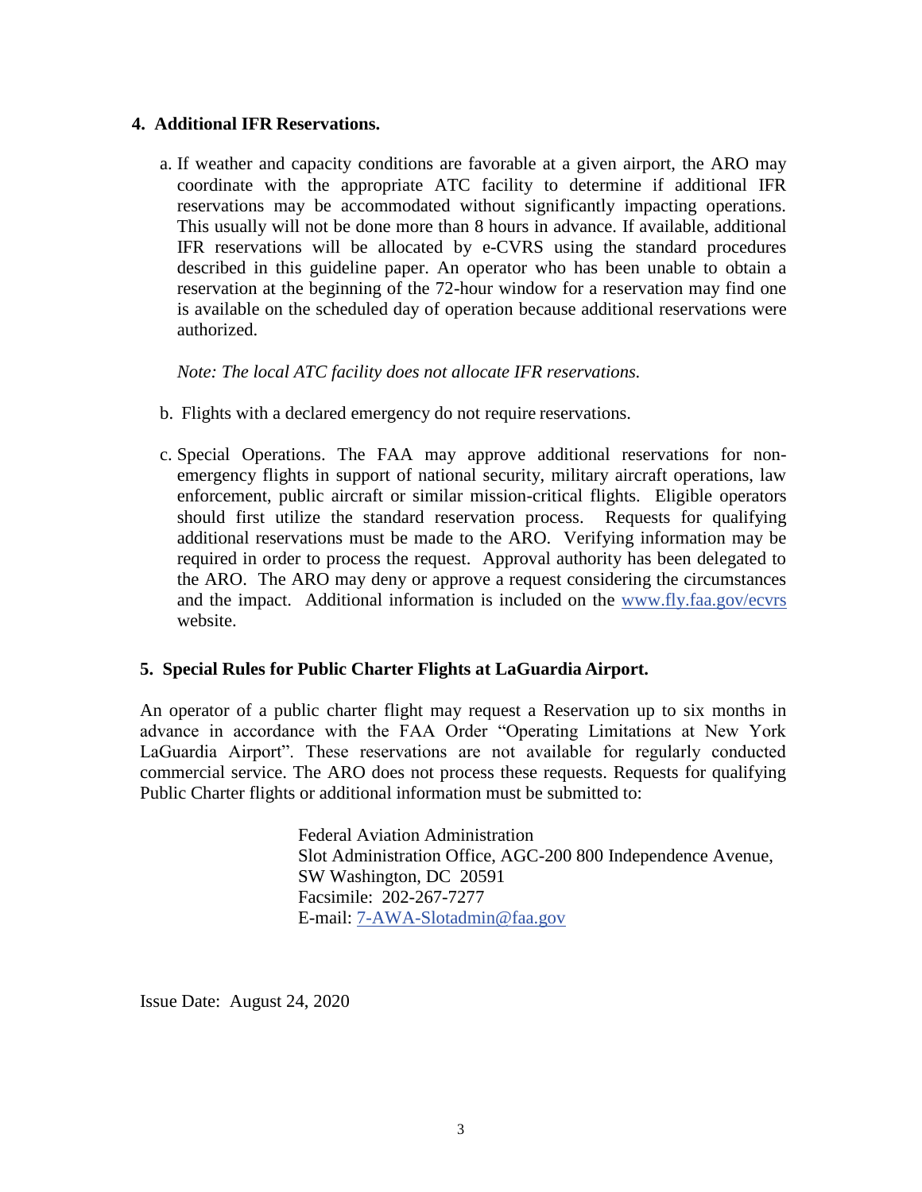## 4. Additional IFR Reservations.

a. If weather and capacity conditions are favorable at a given airport, the ARO may coordinate with the appropriate ATC facility to determine if additional IFR reservations may be accommodated without significantly impacting operations. This usually will not be done more than 8 hours in advance. If available, additional IFR reservations will be allocated by e-CVRS using the standard procedures described in this guideline paper. An operator who has been unable to obtain a reservation at the beginning of the 72-hour window for a reservation may find one is available on the scheduled day of operation because additional reservations were authorized.

*Note: The local ATC facility does not allocate IFR reservations.*

b. Flights with a declared emergency do not require reservations.

c. Special Operations. The FAA may approve additional reservations for non-emergency flights in support of national security, military aircraft operations, law enforcement, public aircraft or similar mission-critical flights. Eligible operators should first utilize the standard reservation process. Requests for qualifying additional reservations must be made to the ARO. Verifying information may be required in order to process the request. Approval authority has been delegated to the ARO. The ARO may deny or approve a request considering the circumstances and the impact. Additional information is included on the www.fly.faa.gov/ecvrs website.

## 5. Special Rules for Public Charter Flights at LaGuardia Airport.

An operator of a public charter flight may request a Reservation up to six months in advance in accordance with the FAA Order "Operating Limitations at New York LaGuardia Airport". These reservations are not available for regularly conducted commercial service. The ARO does not process these requests. Requests for qualifying Public Charter flights or additional information must be submitted to:

Federal Aviation Administration
Slot Administration Office, AGC-200 800 Independence Avenue,
SW Washington, DC 20591
Facsimile: 202-267-7277
E-mail: 7-AWA-Slotadmin@faa.gov

Issue Date: August 24, 2020